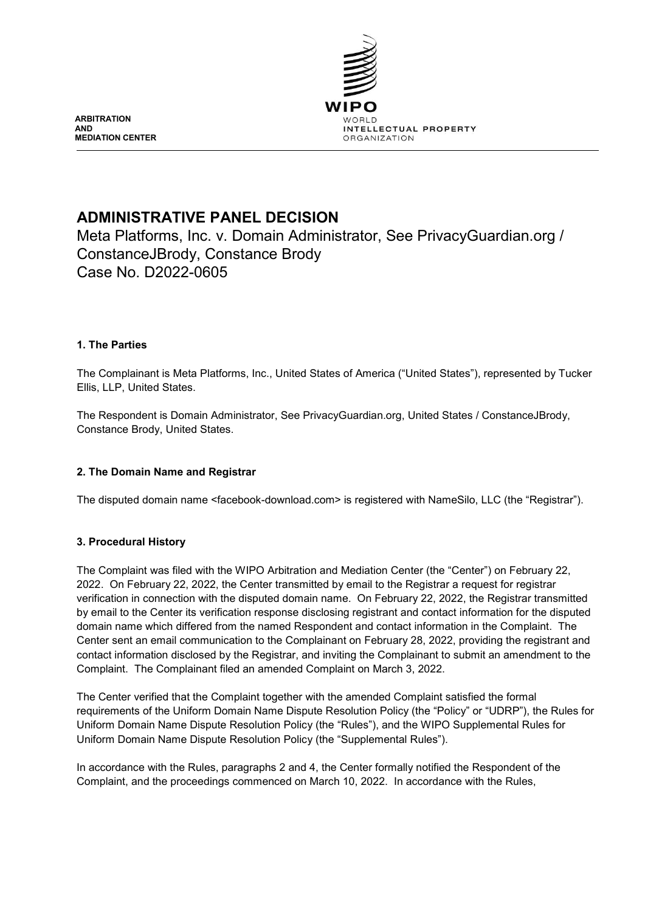ARBITRATION
AND
MEDIATION CENTER

WIPO
WORLD
INTELLECTUAL PROPERTY
ORGANIZATION

# ADMINISTRATIVE PANEL DECISION

Meta Platforms, Inc. v. Domain Administrator, See PrivacyGuardian.org / ConstanceJBrody, Constance Brody
Case No. D2022-0605

### 1. The Parties

The Complainant is Meta Platforms, Inc., United States of America ("United States"), represented by Tucker Ellis, LLP, United States.

The Respondent is Domain Administrator, See PrivacyGuardian.org, United States / ConstanceJBrody, Constance Brody, United States.

### 2. The Domain Name and Registrar

The disputed domain name <facebook-download.com> is registered with NameSilo, LLC (the "Registrar").

### 3. Procedural History

The Complaint was filed with the WIPO Arbitration and Mediation Center (the "Center") on February 22, 2022. On February 22, 2022, the Center transmitted by email to the Registrar a request for registrar verification in connection with the disputed domain name. On February 22, 2022, the Registrar transmitted by email to the Center its verification response disclosing registrant and contact information for the disputed domain name which differed from the named Respondent and contact information in the Complaint. The Center sent an email communication to the Complainant on February 28, 2022, providing the registrant and contact information disclosed by the Registrar, and inviting the Complainant to submit an amendment to the Complaint. The Complainant filed an amended Complaint on March 3, 2022.

The Center verified that the Complaint together with the amended Complaint satisfied the formal requirements of the Uniform Domain Name Dispute Resolution Policy (the "Policy" or "UDRP"), the Rules for Uniform Domain Name Dispute Resolution Policy (the "Rules"), and the WIPO Supplemental Rules for Uniform Domain Name Dispute Resolution Policy (the "Supplemental Rules").

In accordance with the Rules, paragraphs 2 and 4, the Center formally notified the Respondent of the Complaint, and the proceedings commenced on March 10, 2022. In accordance with the Rules,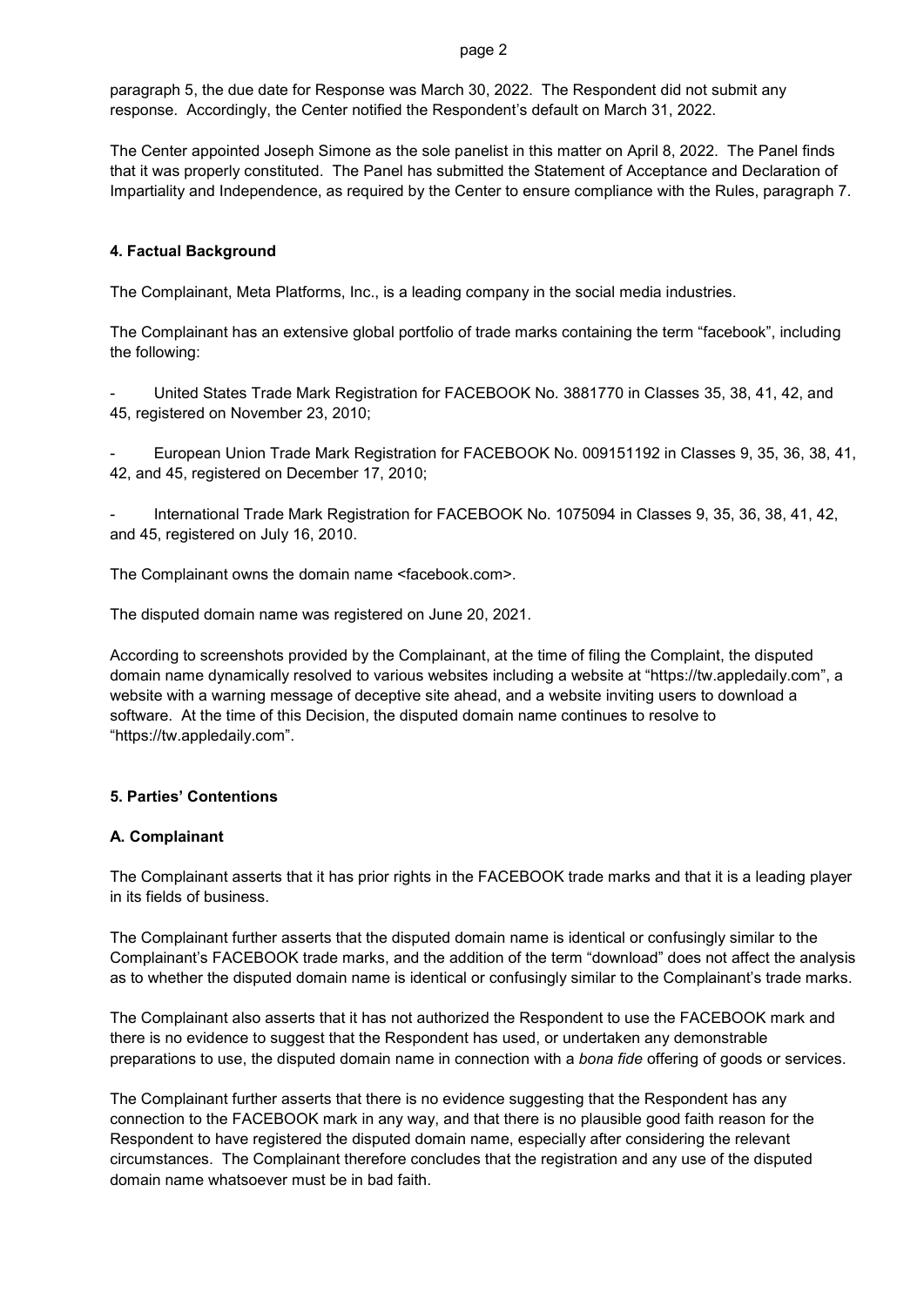paragraph 5, the due date for Response was March 30, 2022. The Respondent did not submit any response. Accordingly, the Center notified the Respondent's default on March 31, 2022.

The Center appointed Joseph Simone as the sole panelist in this matter on April 8, 2022. The Panel finds that it was properly constituted. The Panel has submitted the Statement of Acceptance and Declaration of Impartiality and Independence, as required by the Center to ensure compliance with the Rules, paragraph 7.

## 4. Factual Background

The Complainant, Meta Platforms, Inc., is a leading company in the social media industries.

The Complainant has an extensive global portfolio of trade marks containing the term "facebook", including the following:

- United States Trade Mark Registration for FACEBOOK No. 3881770 in Classes 35, 38, 41, 42, and 45, registered on November 23, 2010;

- European Union Trade Mark Registration for FACEBOOK No. 009151192 in Classes 9, 35, 36, 38, 41, 42, and 45, registered on December 17, 2010;

- International Trade Mark Registration for FACEBOOK No. 1075094 in Classes 9, 35, 36, 38, 41, 42, and 45, registered on July 16, 2010.

The Complainant owns the domain name <facebook.com>.

The disputed domain name was registered on June 20, 2021.

According to screenshots provided by the Complainant, at the time of filing the Complaint, the disputed domain name dynamically resolved to various websites including a website at "https://tw.appledaily.com", a website with a warning message of deceptive site ahead, and a website inviting users to download a software. At the time of this Decision, the disputed domain name continues to resolve to "https://tw.appledaily.com".

## 5. Parties' Contentions

### A. Complainant

The Complainant asserts that it has prior rights in the FACEBOOK trade marks and that it is a leading player in its fields of business.

The Complainant further asserts that the disputed domain name is identical or confusingly similar to the Complainant's FACEBOOK trade marks, and the addition of the term "download" does not affect the analysis as to whether the disputed domain name is identical or confusingly similar to the Complainant's trade marks.

The Complainant also asserts that it has not authorized the Respondent to use the FACEBOOK mark and there is no evidence to suggest that the Respondent has used, or undertaken any demonstrable preparations to use, the disputed domain name in connection with a *bona fide* offering of goods or services.

The Complainant further asserts that there is no evidence suggesting that the Respondent has any connection to the FACEBOOK mark in any way, and that there is no plausible good faith reason for the Respondent to have registered the disputed domain name, especially after considering the relevant circumstances. The Complainant therefore concludes that the registration and any use of the disputed domain name whatsoever must be in bad faith.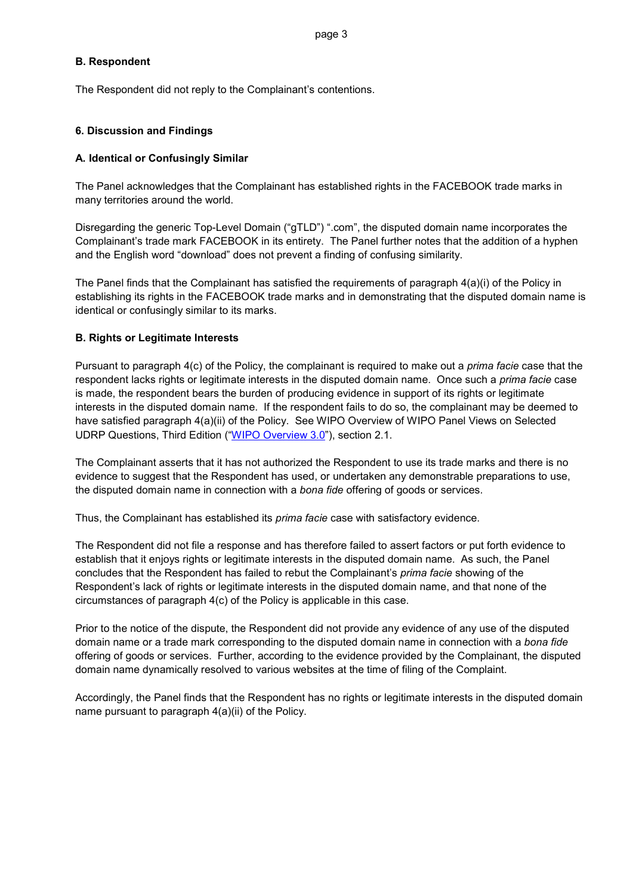### B. Respondent

The Respondent did not reply to the Complainant's contentions.

## 6. Discussion and Findings

### A. Identical or Confusingly Similar

The Panel acknowledges that the Complainant has established rights in the FACEBOOK trade marks in many territories around the world.

Disregarding the generic Top-Level Domain ("gTLD") ".com", the disputed domain name incorporates the Complainant's trade mark FACEBOOK in its entirety. The Panel further notes that the addition of a hyphen and the English word "download" does not prevent a finding of confusing similarity.

The Panel finds that the Complainant has satisfied the requirements of paragraph 4(a)(i) of the Policy in establishing its rights in the FACEBOOK trade marks and in demonstrating that the disputed domain name is identical or confusingly similar to its marks.

### B. Rights or Legitimate Interests

Pursuant to paragraph 4(c) of the Policy, the complainant is required to make out a *prima facie* case that the respondent lacks rights or legitimate interests in the disputed domain name. Once such a *prima facie* case is made, the respondent bears the burden of producing evidence in support of its rights or legitimate interests in the disputed domain name. If the respondent fails to do so, the complainant may be deemed to have satisfied paragraph 4(a)(ii) of the Policy. See WIPO Overview of WIPO Panel Views on Selected UDRP Questions, Third Edition ("WIPO Overview 3.0"), section 2.1.

The Complainant asserts that it has not authorized the Respondent to use its trade marks and there is no evidence to suggest that the Respondent has used, or undertaken any demonstrable preparations to use, the disputed domain name in connection with a *bona fide* offering of goods or services.

Thus, the Complainant has established its *prima facie* case with satisfactory evidence.

The Respondent did not file a response and has therefore failed to assert factors or put forth evidence to establish that it enjoys rights or legitimate interests in the disputed domain name. As such, the Panel concludes that the Respondent has failed to rebut the Complainant's *prima facie* showing of the Respondent's lack of rights or legitimate interests in the disputed domain name, and that none of the circumstances of paragraph 4(c) of the Policy is applicable in this case.

Prior to the notice of the dispute, the Respondent did not provide any evidence of any use of the disputed domain name or a trade mark corresponding to the disputed domain name in connection with a *bona fide* offering of goods or services. Further, according to the evidence provided by the Complainant, the disputed domain name dynamically resolved to various websites at the time of filing of the Complaint.

Accordingly, the Panel finds that the Respondent has no rights or legitimate interests in the disputed domain name pursuant to paragraph 4(a)(ii) of the Policy.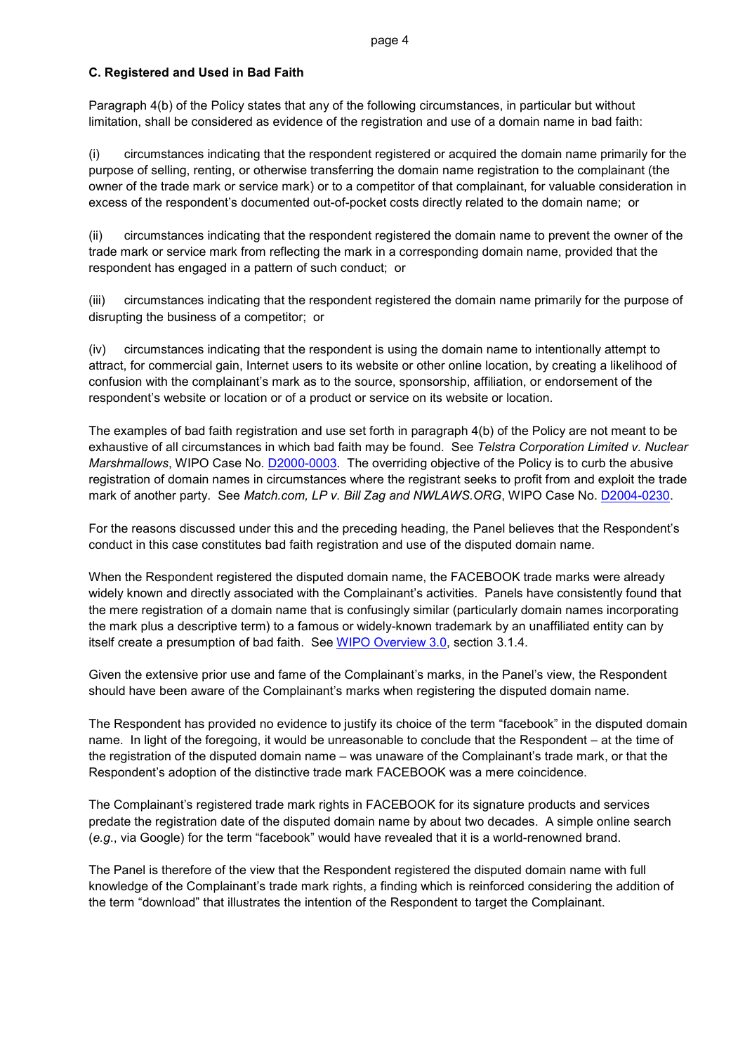### C. Registered and Used in Bad Faith

Paragraph 4(b) of the Policy states that any of the following circumstances, in particular but without limitation, shall be considered as evidence of the registration and use of a domain name in bad faith:

(i) circumstances indicating that the respondent registered or acquired the domain name primarily for the purpose of selling, renting, or otherwise transferring the domain name registration to the complainant (the owner of the trade mark or service mark) or to a competitor of that complainant, for valuable consideration in excess of the respondent's documented out-of-pocket costs directly related to the domain name; or

(ii) circumstances indicating that the respondent registered the domain name to prevent the owner of the trade mark or service mark from reflecting the mark in a corresponding domain name, provided that the respondent has engaged in a pattern of such conduct; or

(iii) circumstances indicating that the respondent registered the domain name primarily for the purpose of disrupting the business of a competitor; or

(iv) circumstances indicating that the respondent is using the domain name to intentionally attempt to attract, for commercial gain, Internet users to its website or other online location, by creating a likelihood of confusion with the complainant's mark as to the source, sponsorship, affiliation, or endorsement of the respondent's website or location or of a product or service on its website or location.

The examples of bad faith registration and use set forth in paragraph 4(b) of the Policy are not meant to be exhaustive of all circumstances in which bad faith may be found. See *Telstra Corporation Limited v. Nuclear Marshmallows*, WIPO Case No. D2000-0003. The overriding objective of the Policy is to curb the abusive registration of domain names in circumstances where the registrant seeks to profit from and exploit the trade mark of another party. See *Match.com, LP v. Bill Zag and NWLAWS.ORG*, WIPO Case No. D2004-0230.

For the reasons discussed under this and the preceding heading, the Panel believes that the Respondent's conduct in this case constitutes bad faith registration and use of the disputed domain name.

When the Respondent registered the disputed domain name, the FACEBOOK trade marks were already widely known and directly associated with the Complainant's activities. Panels have consistently found that the mere registration of a domain name that is confusingly similar (particularly domain names incorporating the mark plus a descriptive term) to a famous or widely-known trademark by an unaffiliated entity can by itself create a presumption of bad faith. See WIPO Overview 3.0, section 3.1.4.

Given the extensive prior use and fame of the Complainant's marks, in the Panel's view, the Respondent should have been aware of the Complainant's marks when registering the disputed domain name.

The Respondent has provided no evidence to justify its choice of the term "facebook" in the disputed domain name. In light of the foregoing, it would be unreasonable to conclude that the Respondent – at the time of the registration of the disputed domain name – was unaware of the Complainant's trade mark, or that the Respondent's adoption of the distinctive trade mark FACEBOOK was a mere coincidence.

The Complainant's registered trade mark rights in FACEBOOK for its signature products and services predate the registration date of the disputed domain name by about two decades. A simple online search (*e.g.*, via Google) for the term "facebook" would have revealed that it is a world-renowned brand.

The Panel is therefore of the view that the Respondent registered the disputed domain name with full knowledge of the Complainant's trade mark rights, a finding which is reinforced considering the addition of the term "download" that illustrates the intention of the Respondent to target the Complainant.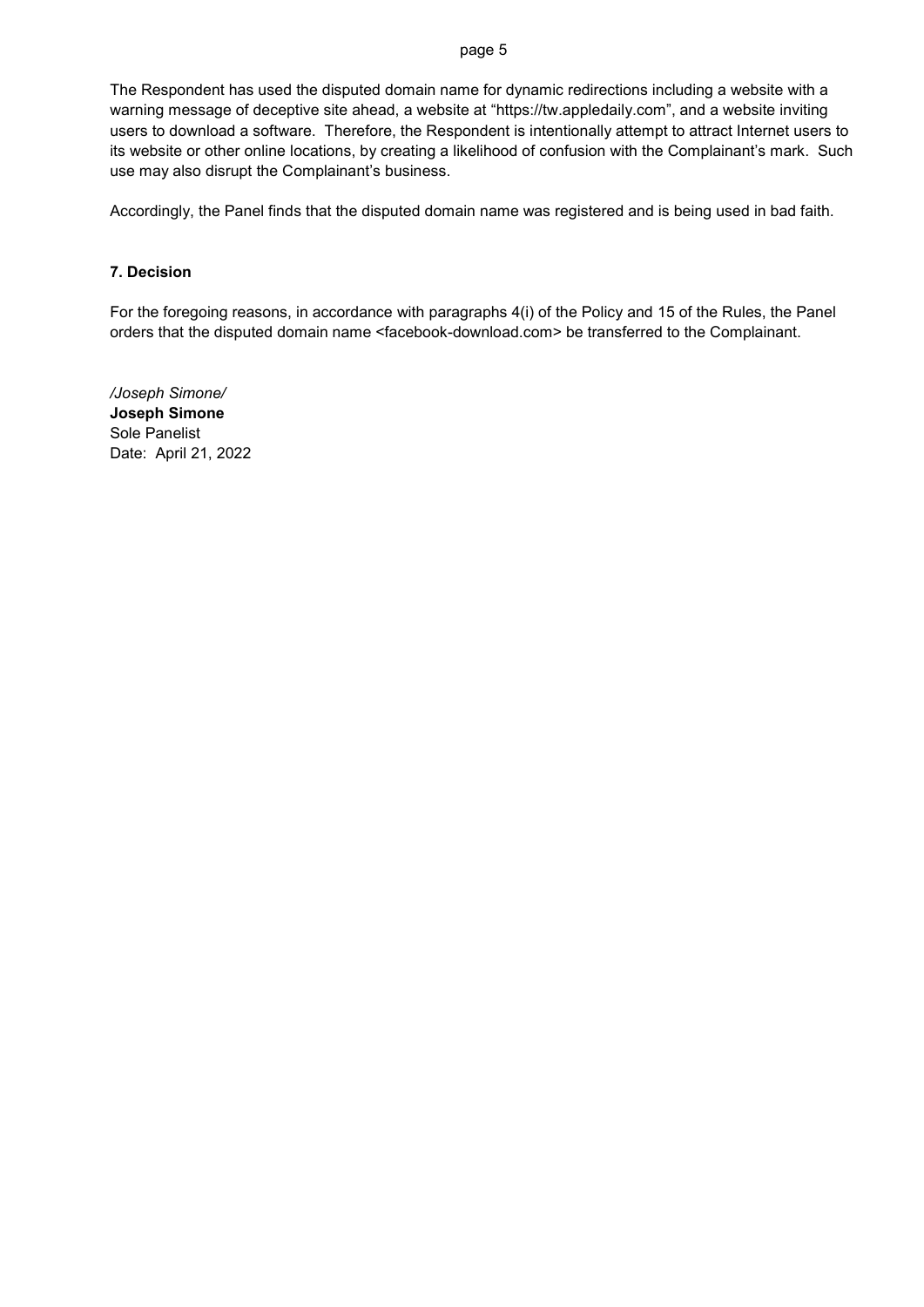The Respondent has used the disputed domain name for dynamic redirections including a website with a warning message of deceptive site ahead, a website at "https://tw.appledaily.com", and a website inviting users to download a software. Therefore, the Respondent is intentionally attempt to attract Internet users to its website or other online locations, by creating a likelihood of confusion with the Complainant's mark. Such use may also disrupt the Complainant's business.

Accordingly, the Panel finds that the disputed domain name was registered and is being used in bad faith.

## 7. Decision

For the foregoing reasons, in accordance with paragraphs 4(i) of the Policy and 15 of the Rules, the Panel orders that the disputed domain name <facebook-download.com> be transferred to the Complainant.

*/Joseph Simone/*
**Joseph Simone**
Sole Panelist
Date: April 21, 2022